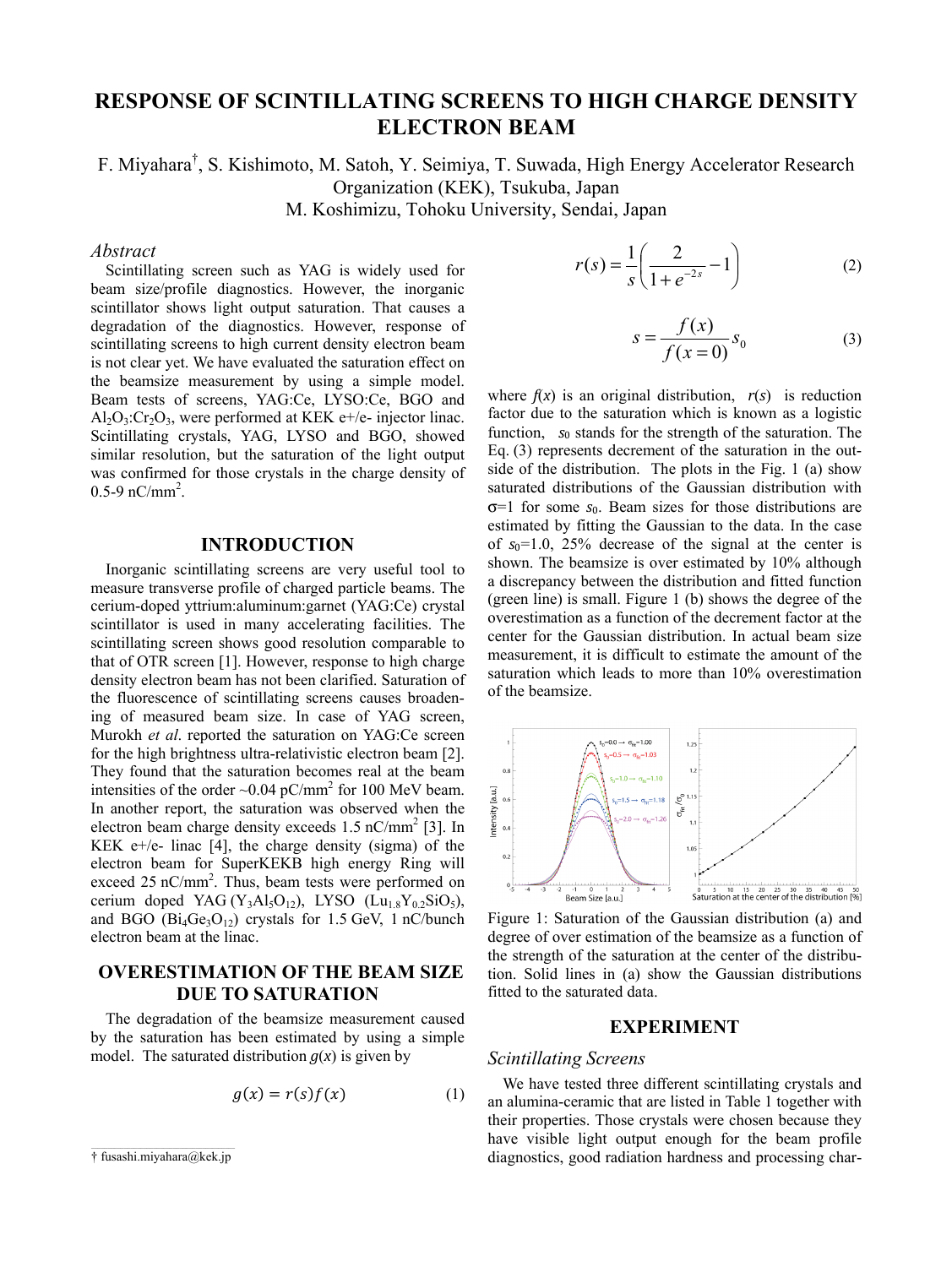# RESPONSE OF SCINTILLATING SCREENS TO HIGH CHARGE DENSITY ELECTRON BEAM

F. Miyahara[†], S. Kishimoto, M. Satoh, Y. Seimiya, T. Suwada, High Energy Accelerator Research Organization (KEK), Tsukuba, Japan
M. Koshimizu, Tohoku University, Sendai, Japan

## Abstract

Scintillating screen such as YAG is widely used for beam size/profile diagnostics. However, the inorganic scintillator shows light output saturation. That causes a degradation of the diagnostics. However, response of scintillating screens to high current density electron beam is not clear yet. We have evaluated the saturation effect on the beamsize measurement by using a simple model. Beam tests of screens, YAG:Ce, LYSO:Ce, BGO and $Al_2O_3$:$Cr_2O_3$, were performed at KEK e+/e- injector linac. Scintillating crystals, YAG, LYSO and BGO, showed similar resolution, but the saturation of the light output was confirmed for those crystals in the charge density of 0.5-9 nC/mm$^2$.

## INTRODUCTION

Inorganic scintillating screens are very useful tool to measure transverse profile of charged particle beams. The cerium-doped yttrium:aluminum:garnet (YAG:Ce) crystal scintillator is used in many accelerating facilities. The scintillating screen shows good resolution comparable to that of OTR screen [1]. However, response to high charge density electron beam has not been clarified. Saturation of the fluorescence of scintillating screens causes broadening of measured beam size. In case of YAG screen, Murokh *et al*. reported the saturation on YAG:Ce screen for the high brightness ultra-relativistic electron beam [2]. They found that the saturation becomes real at the beam intensities of the order ~0.04 pC/mm$^2$ for 100 MeV beam. In another report, the saturation was observed when the electron beam charge density exceeds 1.5 nC/mm$^2$ [3]. In KEK e+/e- linac [4], the charge density (sigma) of the electron beam for SuperKEKB high energy Ring will exceed 25 nC/mm$^2$. Thus, beam tests were performed on cerium doped YAG ($Y_3Al_5O_{12}$), LYSO ($Lu_{1.8}Y_{0.2}SiO_5$), and BGO ($Bi_4Ge_3O_{12}$) crystals for 1.5 GeV, 1 nC/bunch electron beam at the linac.

## OVERESTIMATION OF THE BEAM SIZE DUE TO SATURATION

The degradation of the beamsize measurement caused by the saturation has been estimated by using a simple model. The saturated distribution $g(x)$ is given by

$$g(x) = r(s)f(x) \tag{1}$$

$$r(s) = \frac{1}{s}\left(\frac{2}{1+e^{-2s}} - 1\right) \tag{2}$$

$$s = \frac{f(x)}{f(x=0)} s_0 \tag{3}$$

where $f(x)$ is an original distribution, $r(s)$ is reduction factor due to the saturation which is known as a logistic function, $s_0$ stands for the strength of the saturation. The Eq. (3) represents decrement of the saturation in the outside of the distribution. The plots in the Fig. 1 (a) show saturated distributions of the Gaussian distribution with $\sigma$=1 for some $s_0$. Beam sizes for those distributions are estimated by fitting the Gaussian to the data. In the case of $s_0$=1.0, 25% decrease of the signal at the center is shown. The beamsize is over estimated by 10% although a discrepancy between the distribution and fitted function (green line) is small. Figure 1 (b) shows the degree of the overestimation as a function of the decrement factor at the center for the Gaussian distribution. In actual beam size measurement, it is difficult to estimate the amount of the saturation which leads to more than 10% overestimation of the beamsize.

Figure 1: Saturation of the Gaussian distribution (a) and degree of over estimation of the beamsize as a function of the strength of the saturation at the center of the distribution. Solid lines in (a) show the Gaussian distributions fitted to the saturated data.

## EXPERIMENT

### Scintillating Screens

We have tested three different scintillating crystals and an alumina-ceramic that are listed in Table 1 together with their properties. Those crystals were chosen because they have visible light output enough for the beam profile diagnostics, good radiation hardness and processing char-

[†] fusashi.miyahara@kek.jp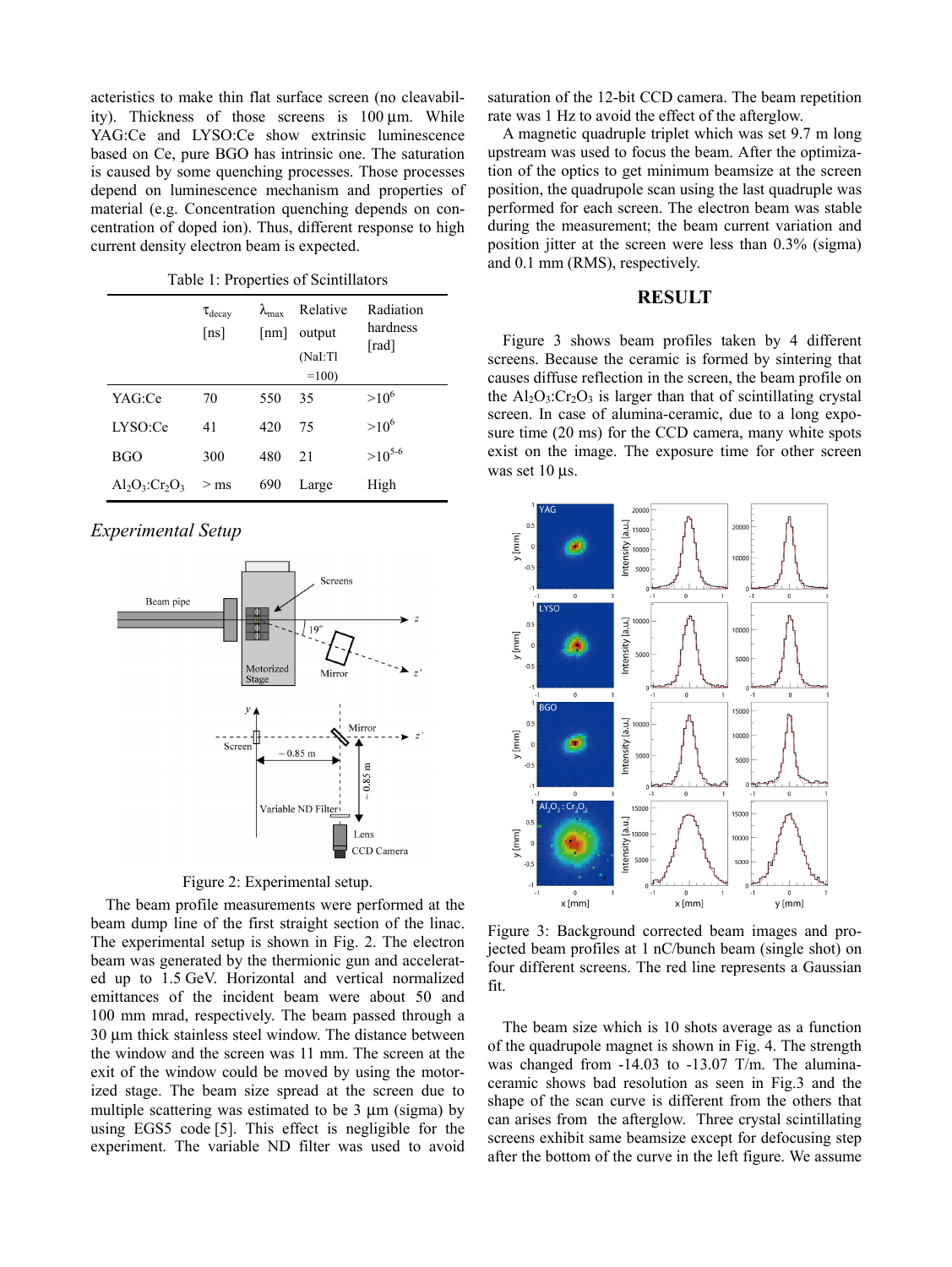acteristics to make thin flat surface screen (no cleavability). Thickness of those screens is 100 µm. While YAG:Ce and LYSO:Ce show extrinsic luminescence based on Ce, pure BGO has intrinsic one. The saturation is caused by some quenching processes. Those processes depend on luminescence mechanism and properties of material (e.g. Concentration quenching depends on concentration of doped ion). Thus, different response to high current density electron beam is expected.

Table 1: Properties of Scintillators

| | $\tau_{decay}$ [ns] | $\lambda_{max}$ [nm] | Relative output (NaI:Tl =100) | Radiation hardness [rad] |
|---|---|---|---|---|
| YAG:Ce | 70 | 550 | 35 | $>10^6$ |
| LYSO:Ce | 41 | 420 | 75 | $>10^6$ |
| BGO | 300 | 480 | 21 | $>10^{5-6}$ |
| $Al_2O_3$:$Cr_2O_3$ | > ms | 690 | Large | High |

### *Experimental Setup*

Figure 2: Experimental setup.

The beam profile measurements were performed at the beam dump line of the first straight section of the linac. The experimental setup is shown in Fig. 2. The electron beam was generated by the thermionic gun and accelerated up to 1.5 GeV. Horizontal and vertical normalized emittances of the incident beam were about 50 and 100 mm mrad, respectively. The beam passed through a 30 µm thick stainless steel window. The distance between the window and the screen was 11 mm. The screen at the exit of the window could be moved by using the motorized stage. The beam size spread at the screen due to multiple scattering was estimated to be 3 µm (sigma) by using EGS5 code [5]. This effect is negligible for the experiment. The variable ND filter was used to avoid saturation of the 12-bit CCD camera. The beam repetition rate was 1 Hz to avoid the effect of the afterglow.

A magnetic quadruple triplet which was set 9.7 m long upstream was used to focus the beam. After the optimization of the optics to get minimum beamsize at the screen position, the quadrupole scan using the last quadruple was performed for each screen. The electron beam was stable during the measurement; the beam current variation and position jitter at the screen were less than 0.3% (sigma) and 0.1 mm (RMS), respectively.

## RESULT

Figure 3 shows beam profiles taken by 4 different screens. Because the ceramic is formed by sintering that causes diffuse reflection in the screen, the beam profile on the $Al_2O_3$:$Cr_2O_3$ is larger than that of scintillating crystal screen. In case of alumina-ceramic, due to a long exposure time (20 ms) for the CCD camera, many white spots exist on the image. The exposure time for other screen was set 10 µs.

Figure 3: Background corrected beam images and projected beam profiles at 1 nC/bunch beam (single shot) on four different screens. The red line represents a Gaussian fit.

The beam size which is 10 shots average as a function of the quadrupole magnet is shown in Fig. 4. The strength was changed from -14.03 to -13.07 T/m. The alumina-ceramic shows bad resolution as seen in Fig.3 and the shape of the scan curve is different from the others that can arises from the afterglow. Three crystal scintillating screens exhibit same beamsize except for defocusing step after the bottom of the curve in the left figure. We assume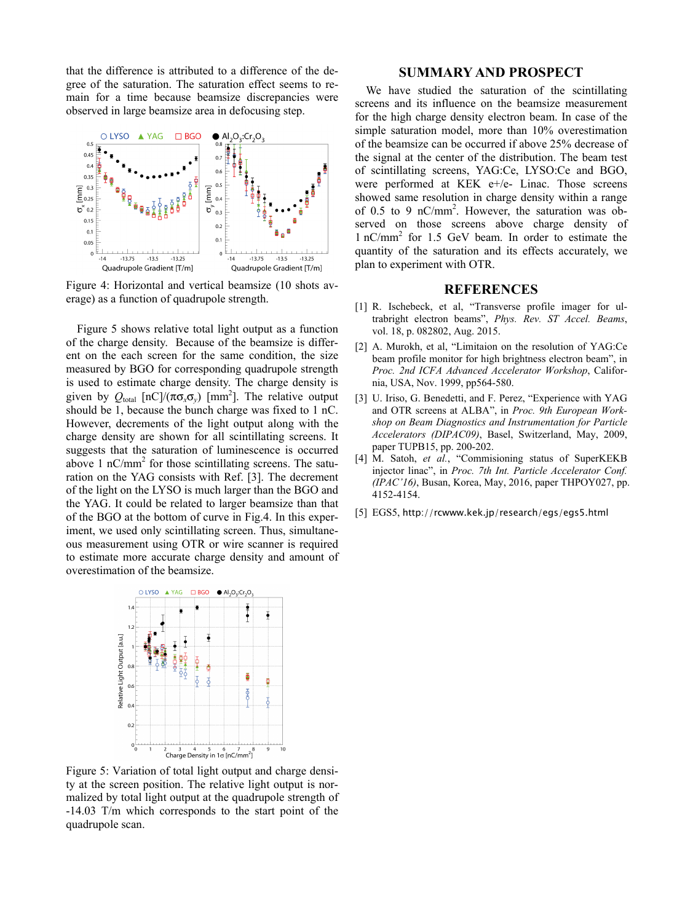that the difference is attributed to a difference of the degree of the saturation. The saturation effect seems to remain for a time because beamsize discrepancies were observed in large beamsize area in defocusing step.

○ LYSO ▲ YAG □ BGO ● $Al_2O_3$:$Cr_2O_3$

$\sigma_x$ [mm]

Quadrupole Gradient [T/m]

$\sigma_y$ [mm]

Quadrupole Gradient [T/m]

Figure 4: Horizontal and vertical beamsize (10 shots average) as a function of quadrupole strength.

Figure 5 shows relative total light output as a function of the charge density. Because of the beamsize is different on the each screen for the same condition, the size measured by BGO for corresponding quadrupole strength is used to estimate charge density. The charge density is given by $Q_{\text{total}}$ [nC]/($\pi\sigma_x\sigma_y$) [mm$^2$]. The relative output should be 1, because the bunch charge was fixed to 1 nC. However, decrements of the light output along with the charge density are shown for all scintillating screens. It suggests that the saturation of luminescence is occurred above 1 nC/mm$^2$ for those scintillating screens. The saturation on the YAG consists with Ref. [3]. The decrement of the light on the LYSO is much larger than the BGO and the YAG. It could be related to larger beamsize than that of the BGO at the bottom of curve in Fig.4. In this experiment, we used only scintillating screen. Thus, simultaneous measurement using OTR or wire scanner is required to estimate more accurate charge density and amount of overestimation of the beamsize.

○ LYSO ▲ YAG □ BGO ● $Al_2O_3$:$Cr_2O_3$

Relative Light Output [a.u.]

Charge Density in 1σ [nC/mm$^2$]

Figure 5: Variation of total light output and charge density at the screen position. The relative light output is normalized by total light output at the quadrupole strength of -14.03 T/m which corresponds to the start point of the quadrupole scan.

## SUMMARY AND PROSPECT

We have studied the saturation of the scintillating screens and its influence on the beamsize measurement for the high charge density electron beam. In case of the simple saturation model, more than 10% overestimation of the beamsize can be occurred if above 25% decrease of the signal at the center of the distribution. The beam test of scintillating screens, YAG:Ce, LYSO:Ce and BGO, were performed at KEK e+/e- Linac. Those screens showed same resolution in charge density within a range of 0.5 to 9 nC/mm$^2$. However, the saturation was observed on those screens above charge density of 1 nC/mm$^2$ for 1.5 GeV beam. In order to estimate the quantity of the saturation and its effects accurately, we plan to experiment with OTR.

## REFERENCES

[1] R. Ischebeck, et al, "Transverse profile imager for ultrabright electron beams", *Phys. Rev. ST Accel. Beams*, vol. 18, p. 082802, Aug. 2015.

[2] A. Murokh, et al, "Limitaion on the resolution of YAG:Ce beam profile monitor for high brightness electron beam", in *Proc. 2nd ICFA Advanced Accelerator Workshop*, California, USA, Nov. 1999, pp564-580.

[3] U. Iriso, G. Benedetti, and F. Perez, "Experience with YAG and OTR screens at ALBA", in *Proc. 9th European Workshop on Beam Diagnostics and Instrumentation for Particle Accelerators (DIPAC09)*, Basel, Switzerland, May, 2009, paper TUPB15, pp. 200-202.

[4] M. Satoh, *et al.*, "Commisioning status of SuperKEKB injector linac", in *Proc. 7th Int. Particle Accelerator Conf. (IPAC'16)*, Busan, Korea, May, 2016, paper THPOY027, pp. 4152-4154.

[5] EGS5, http://rcwww.kek.jp/research/egs/egs5.html